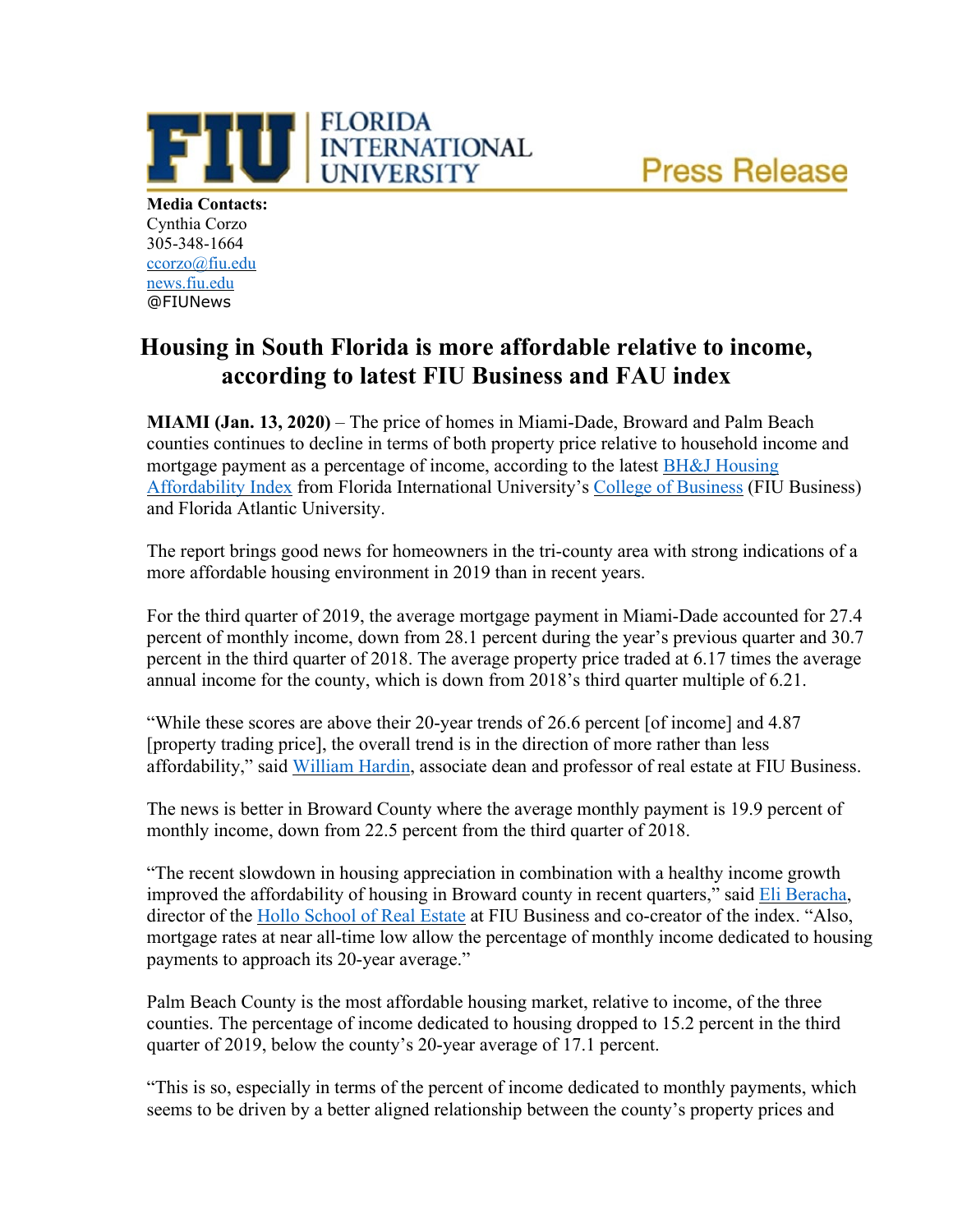FLORIDA INTERNATIONAL UNIVERSITY

Press Release

**Media Contacts:**
Cynthia Corzo
305-348-1664
ccorzo@fiu.edu
news.fiu.edu
@FIUNews

# Housing in South Florida is more affordable relative to income, according to latest FIU Business and FAU index

**MIAMI (Jan. 13, 2020)** – The price of homes in Miami-Dade, Broward and Palm Beach counties continues to decline in terms of both property price relative to household income and mortgage payment as a percentage of income, according to the latest BH&J Housing Affordability Index from Florida International University's College of Business (FIU Business) and Florida Atlantic University.

The report brings good news for homeowners in the tri-county area with strong indications of a more affordable housing environment in 2019 than in recent years.

For the third quarter of 2019, the average mortgage payment in Miami-Dade accounted for 27.4 percent of monthly income, down from 28.1 percent during the year's previous quarter and 30.7 percent in the third quarter of 2018. The average property price traded at 6.17 times the average annual income for the county, which is down from 2018's third quarter multiple of 6.21.

"While these scores are above their 20-year trends of 26.6 percent [of income] and 4.87 [property trading price], the overall trend is in the direction of more rather than less affordability," said William Hardin, associate dean and professor of real estate at FIU Business.

The news is better in Broward County where the average monthly payment is 19.9 percent of monthly income, down from 22.5 percent from the third quarter of 2018.

"The recent slowdown in housing appreciation in combination with a healthy income growth improved the affordability of housing in Broward county in recent quarters," said Eli Beracha, director of the Hollo School of Real Estate at FIU Business and co-creator of the index. "Also, mortgage rates at near all-time low allow the percentage of monthly income dedicated to housing payments to approach its 20-year average."

Palm Beach County is the most affordable housing market, relative to income, of the three counties. The percentage of income dedicated to housing dropped to 15.2 percent in the third quarter of 2019, below the county's 20-year average of 17.1 percent.

"This is so, especially in terms of the percent of income dedicated to monthly payments, which seems to be driven by a better aligned relationship between the county's property prices and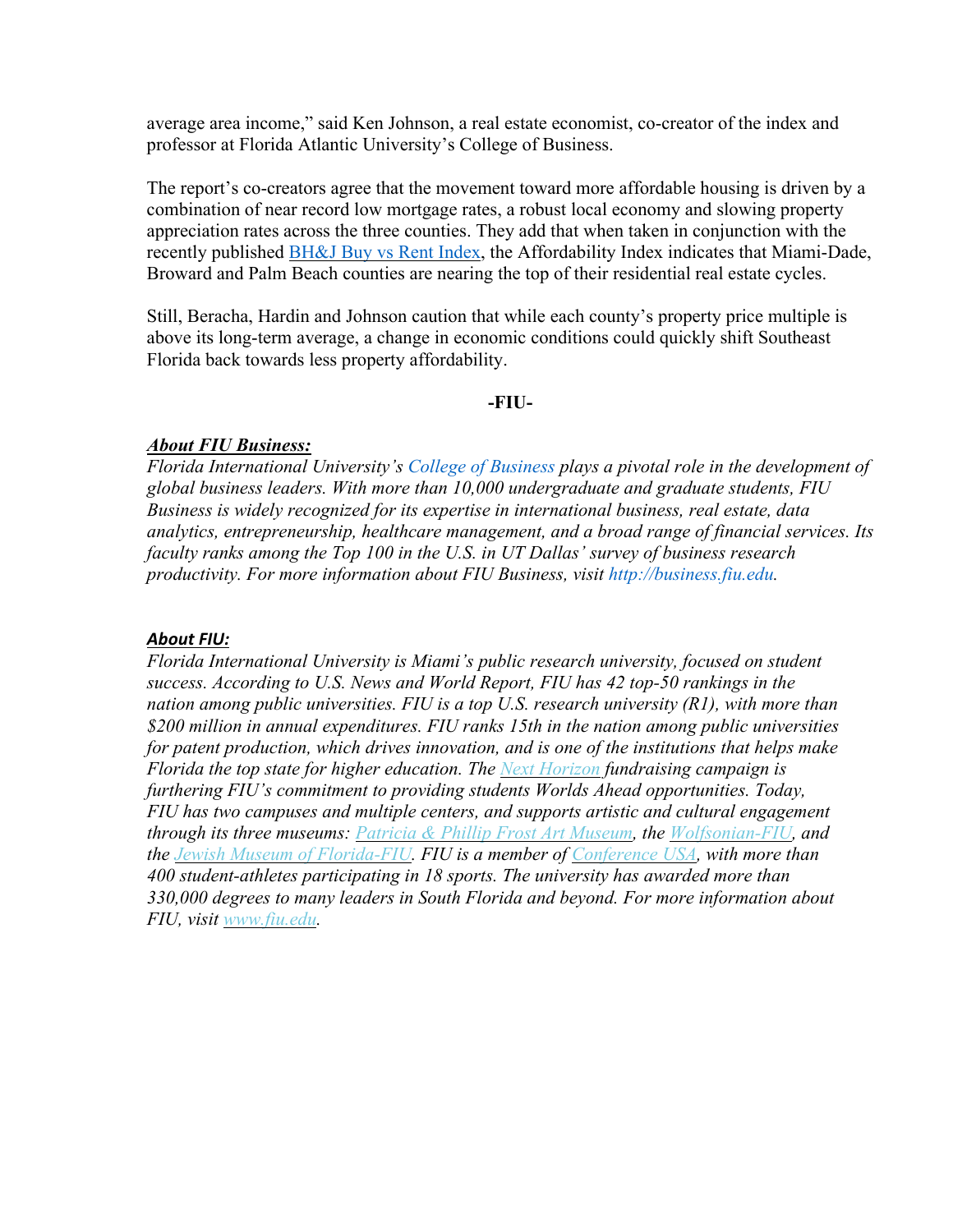average area income," said Ken Johnson, a real estate economist, co-creator of the index and professor at Florida Atlantic University's College of Business.

The report's co-creators agree that the movement toward more affordable housing is driven by a combination of near record low mortgage rates, a robust local economy and slowing property appreciation rates across the three counties. They add that when taken in conjunction with the recently published BH&J Buy vs Rent Index, the Affordability Index indicates that Miami-Dade, Broward and Palm Beach counties are nearing the top of their residential real estate cycles.

Still, Beracha, Hardin and Johnson caution that while each county's property price multiple is above its long-term average, a change in economic conditions could quickly shift Southeast Florida back towards less property affordability.

**-FIU-**

***About FIU Business:***

*Florida International University's College of Business plays a pivotal role in the development of global business leaders. With more than 10,000 undergraduate and graduate students, FIU Business is widely recognized for its expertise in international business, real estate, data analytics, entrepreneurship, healthcare management, and a broad range of financial services. Its faculty ranks among the Top 100 in the U.S. in UT Dallas' survey of business research productivity. For more information about FIU Business, visit http://business.fiu.edu.*

***About FIU:***

*Florida International University is Miami's public research university, focused on student success. According to U.S. News and World Report, FIU has 42 top-50 rankings in the nation among public universities. FIU is a top U.S. research university (R1), with more than $200 million in annual expenditures. FIU ranks 15th in the nation among public universities for patent production, which drives innovation, and is one of the institutions that helps make Florida the top state for higher education. The Next Horizon fundraising campaign is furthering FIU's commitment to providing students Worlds Ahead opportunities. Today, FIU has two campuses and multiple centers, and supports artistic and cultural engagement through its three museums: Patricia & Phillip Frost Art Museum, the Wolfsonian-FIU, and the Jewish Museum of Florida-FIU. FIU is a member of Conference USA, with more than 400 student-athletes participating in 18 sports. The university has awarded more than 330,000 degrees to many leaders in South Florida and beyond. For more information about FIU, visit www.fiu.edu.*